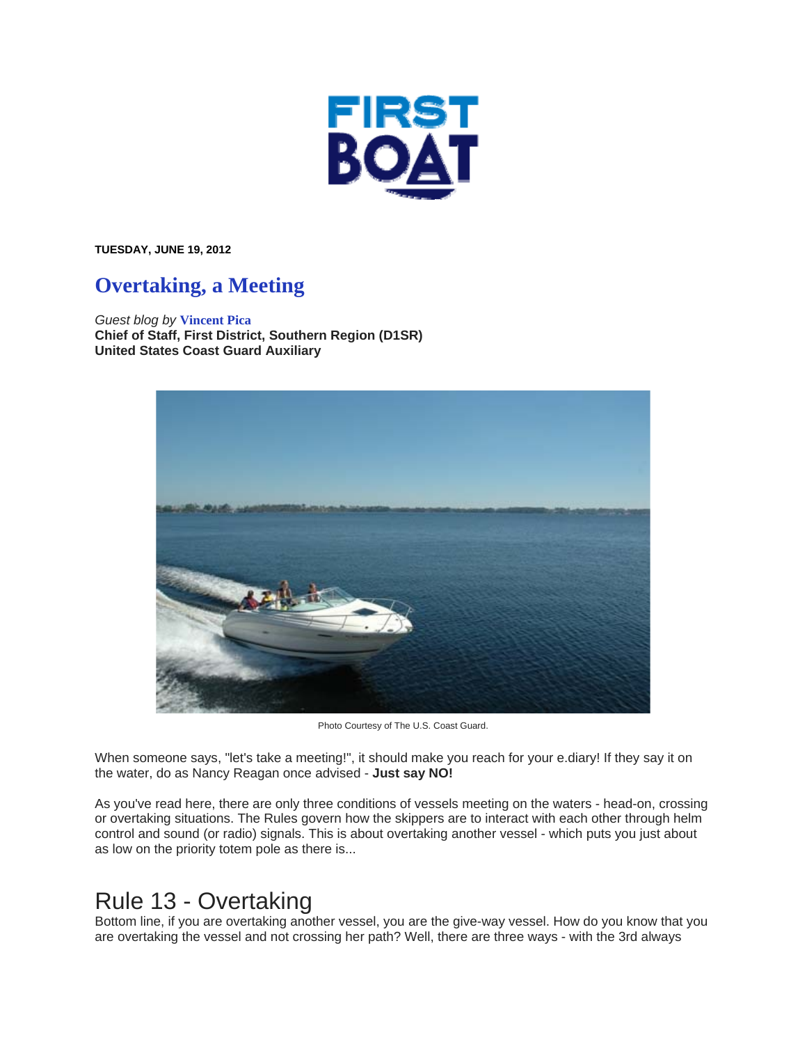# FIRST BOAT

**TUESDAY, JUNE 19, 2012**

## Overtaking, a Meeting

*Guest blog by* **Vincent Pica**
**Chief of Staff, First District, Southern Region (D1SR)**
**United States Coast Guard Auxiliary**

Photo Courtesy of The U.S. Coast Guard.

When someone says, "let's take a meeting!", it should make you reach for your e.diary! If they say it on the water, do as Nancy Reagan once advised - **Just say NO!**

As you've read here, there are only three conditions of vessels meeting on the waters - head-on, crossing or overtaking situations. The Rules govern how the skippers are to interact with each other through helm control and sound (or radio) signals. This is about overtaking another vessel - which puts you just about as low on the priority totem pole as there is...

## Rule 13 - Overtaking

Bottom line, if you are overtaking another vessel, you are the give-way vessel. How do you know that you are overtaking the vessel and not crossing her path? Well, there are three ways - with the 3rd always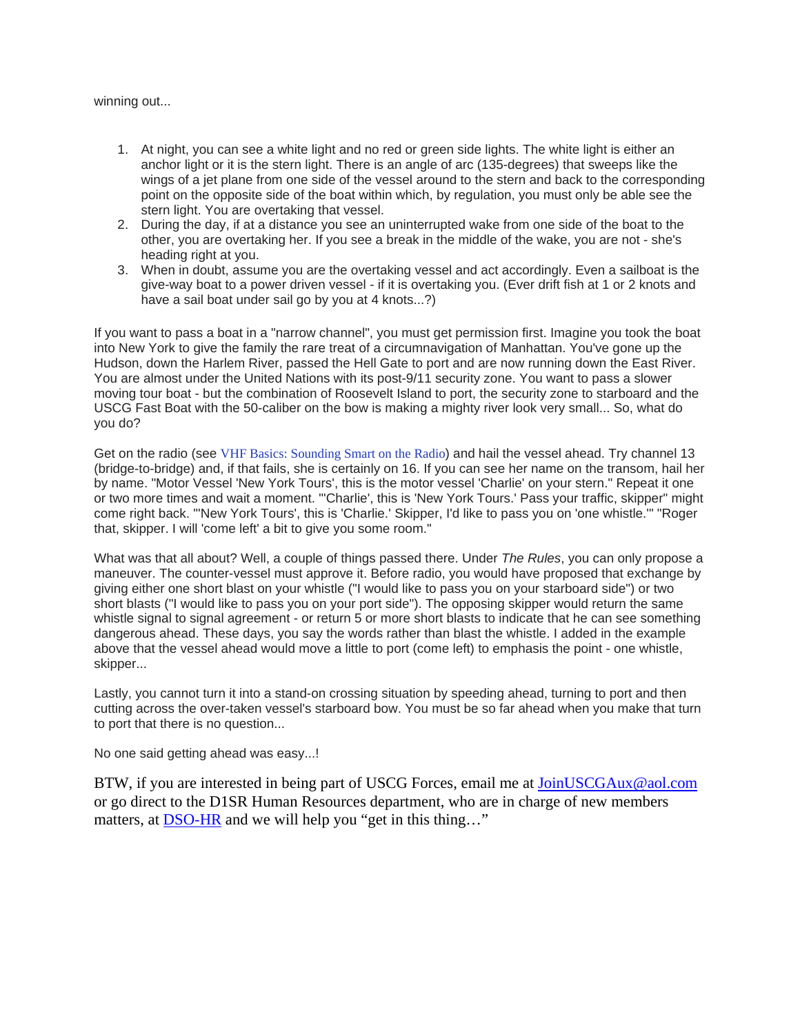winning out...

1. At night, you can see a white light and no red or green side lights. The white light is either an anchor light or it is the stern light. There is an angle of arc (135-degrees) that sweeps like the wings of a jet plane from one side of the vessel around to the stern and back to the corresponding point on the opposite side of the boat within which, by regulation, you must only be able see the stern light. You are overtaking that vessel.
2. During the day, if at a distance you see an uninterrupted wake from one side of the boat to the other, you are overtaking her. If you see a break in the middle of the wake, you are not - she's heading right at you.
3. When in doubt, assume you are the overtaking vessel and act accordingly. Even a sailboat is the give-way boat to a power driven vessel - if it is overtaking you. (Ever drift fish at 1 or 2 knots and have a sail boat under sail go by you at 4 knots...?)

If you want to pass a boat in a "narrow channel", you must get permission first. Imagine you took the boat into New York to give the family the rare treat of a circumnavigation of Manhattan. You've gone up the Hudson, down the Harlem River, passed the Hell Gate to port and are now running down the East River. You are almost under the United Nations with its post-9/11 security zone. You want to pass a slower moving tour boat - but the combination of Roosevelt Island to port, the security zone to starboard and the USCG Fast Boat with the 50-caliber on the bow is making a mighty river look very small... So, what do you do?

Get on the radio (see VHF Basics: Sounding Smart on the Radio) and hail the vessel ahead. Try channel 13 (bridge-to-bridge) and, if that fails, she is certainly on 16. If you can see her name on the transom, hail her by name. "Motor Vessel 'New York Tours', this is the motor vessel 'Charlie' on your stern." Repeat it one or two more times and wait a moment. "'Charlie', this is 'New York Tours.' Pass your traffic, skipper" might come right back. "'New York Tours', this is 'Charlie.' Skipper, I'd like to pass you on 'one whistle.'" "Roger that, skipper. I will 'come left' a bit to give you some room."

What was that all about? Well, a couple of things passed there. Under *The Rules*, you can only propose a maneuver. The counter-vessel must approve it. Before radio, you would have proposed that exchange by giving either one short blast on your whistle ("I would like to pass you on your starboard side") or two short blasts ("I would like to pass you on your port side"). The opposing skipper would return the same whistle signal to signal agreement - or return 5 or more short blasts to indicate that he can see something dangerous ahead. These days, you say the words rather than blast the whistle. I added in the example above that the vessel ahead would move a little to port (come left) to emphasis the point - one whistle, skipper...

Lastly, you cannot turn it into a stand-on crossing situation by speeding ahead, turning to port and then cutting across the over-taken vessel's starboard bow. You must be so far ahead when you make that turn to port that there is no question...

No one said getting ahead was easy...!

BTW, if you are interested in being part of USCG Forces, email me at JoinUSCGAux@aol.com or go direct to the D1SR Human Resources department, who are in charge of new members matters, at DSO-HR and we will help you "get in this thing…"